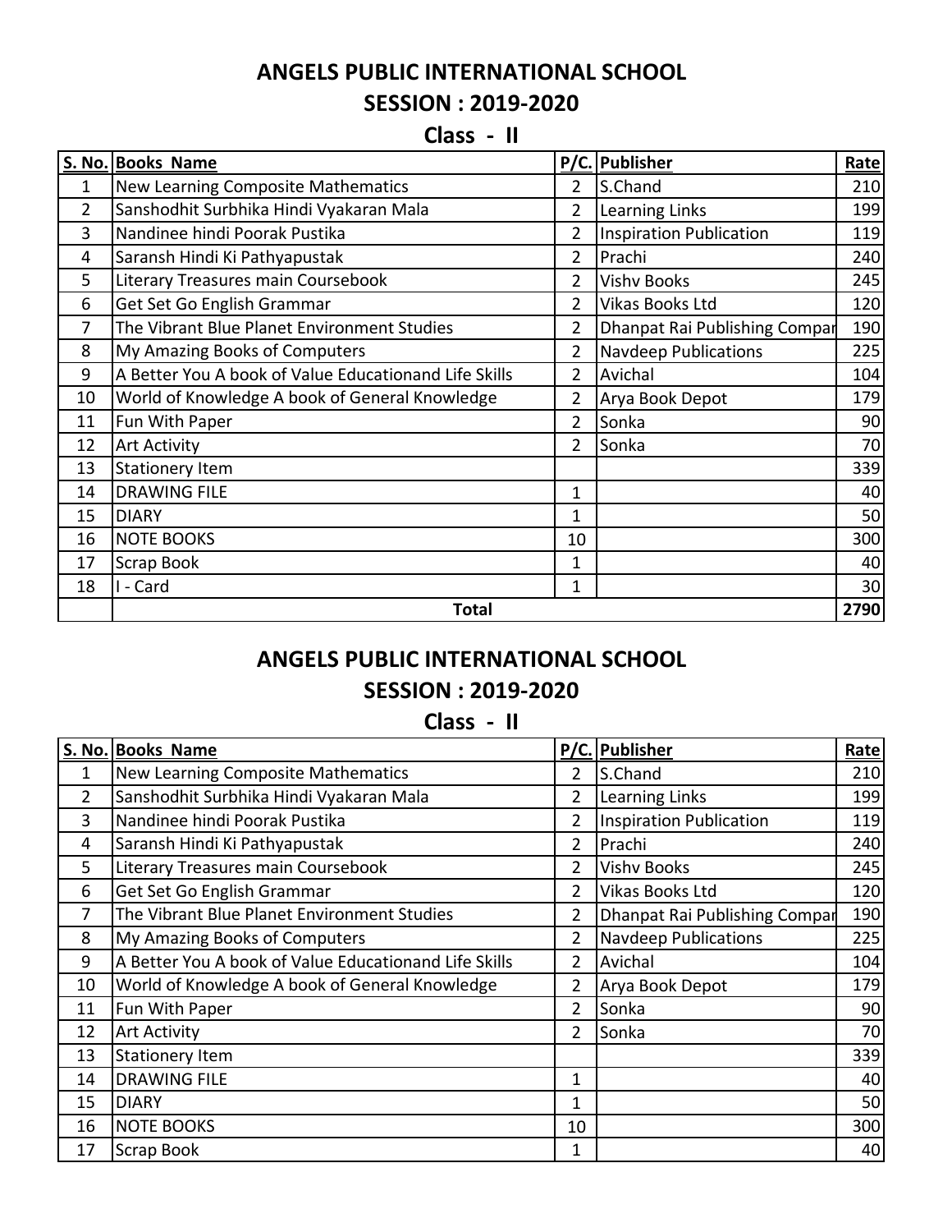# ANGELS PUBLIC INTERNATIONAL SCHOOL

## SESSION : 2019-2020

### Class - II

| S. No. | Books Name | P/C. | Publisher | Rate |
|---|---|---|---|---|
| 1 | New Learning Composite Mathematics | 2 | S.Chand | 210 |
| 2 | Sanshodhit Surbhika Hindi Vyakaran Mala | 2 | Learning Links | 199 |
| 3 | Nandinee hindi Poorak Pustika | 2 | Inspiration Publication | 119 |
| 4 | Saransh Hindi Ki Pathyapustak | 2 | Prachi | 240 |
| 5 | Literary Treasures main Coursebook | 2 | Vishv Books | 245 |
| 6 | Get Set Go English Grammar | 2 | Vikas Books Ltd | 120 |
| 7 | The Vibrant Blue Planet Environment Studies | 2 | Dhanpat Rai Publishing Compar | 190 |
| 8 | My Amazing Books of Computers | 2 | Navdeep Publications | 225 |
| 9 | A Better You A book of Value Educationand Life Skills | 2 | Avichal | 104 |
| 10 | World of Knowledge A book of General Knowledge | 2 | Arya Book Depot | 179 |
| 11 | Fun With Paper | 2 | Sonka | 90 |
| 12 | Art Activity | 2 | Sonka | 70 |
| 13 | Stationery Item | | | 339 |
| 14 | DRAWING FILE | 1 | | 40 |
| 15 | DIARY | 1 | | 50 |
| 16 | NOTE BOOKS | 10 | | 300 |
| 17 | Scrap Book | 1 | | 40 |
| 18 | I - Card | 1 | | 30 |
| | **Total** | | | **2790** |

# ANGELS PUBLIC INTERNATIONAL SCHOOL

## SESSION : 2019-2020

### Class - II

| S. No. | Books Name | P/C. | Publisher | Rate |
|---|---|---|---|---|
| 1 | New Learning Composite Mathematics | 2 | S.Chand | 210 |
| 2 | Sanshodhit Surbhika Hindi Vyakaran Mala | 2 | Learning Links | 199 |
| 3 | Nandinee hindi Poorak Pustika | 2 | Inspiration Publication | 119 |
| 4 | Saransh Hindi Ki Pathyapustak | 2 | Prachi | 240 |
| 5 | Literary Treasures main Coursebook | 2 | Vishv Books | 245 |
| 6 | Get Set Go English Grammar | 2 | Vikas Books Ltd | 120 |
| 7 | The Vibrant Blue Planet Environment Studies | 2 | Dhanpat Rai Publishing Compar | 190 |
| 8 | My Amazing Books of Computers | 2 | Navdeep Publications | 225 |
| 9 | A Better You A book of Value Educationand Life Skills | 2 | Avichal | 104 |
| 10 | World of Knowledge A book of General Knowledge | 2 | Arya Book Depot | 179 |
| 11 | Fun With Paper | 2 | Sonka | 90 |
| 12 | Art Activity | 2 | Sonka | 70 |
| 13 | Stationery Item | | | 339 |
| 14 | DRAWING FILE | 1 | | 40 |
| 15 | DIARY | 1 | | 50 |
| 16 | NOTE BOOKS | 10 | | 300 |
| 17 | Scrap Book | 1 | | 40 |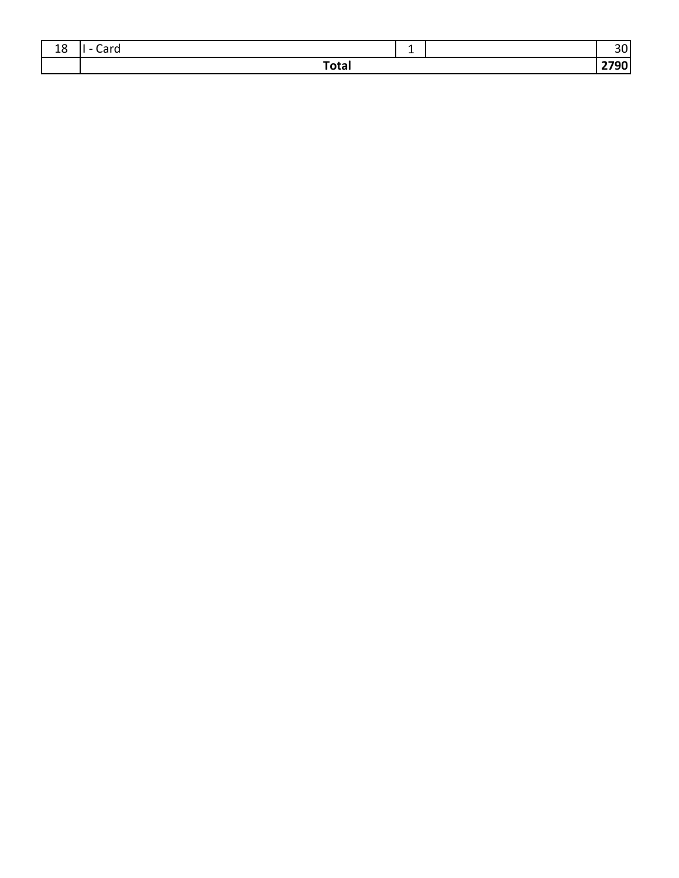| | | | | |
|---|---|---|---|---|
| 18 | I - Card | 1 | | 30 |
| | **Total** | | | **2790** |